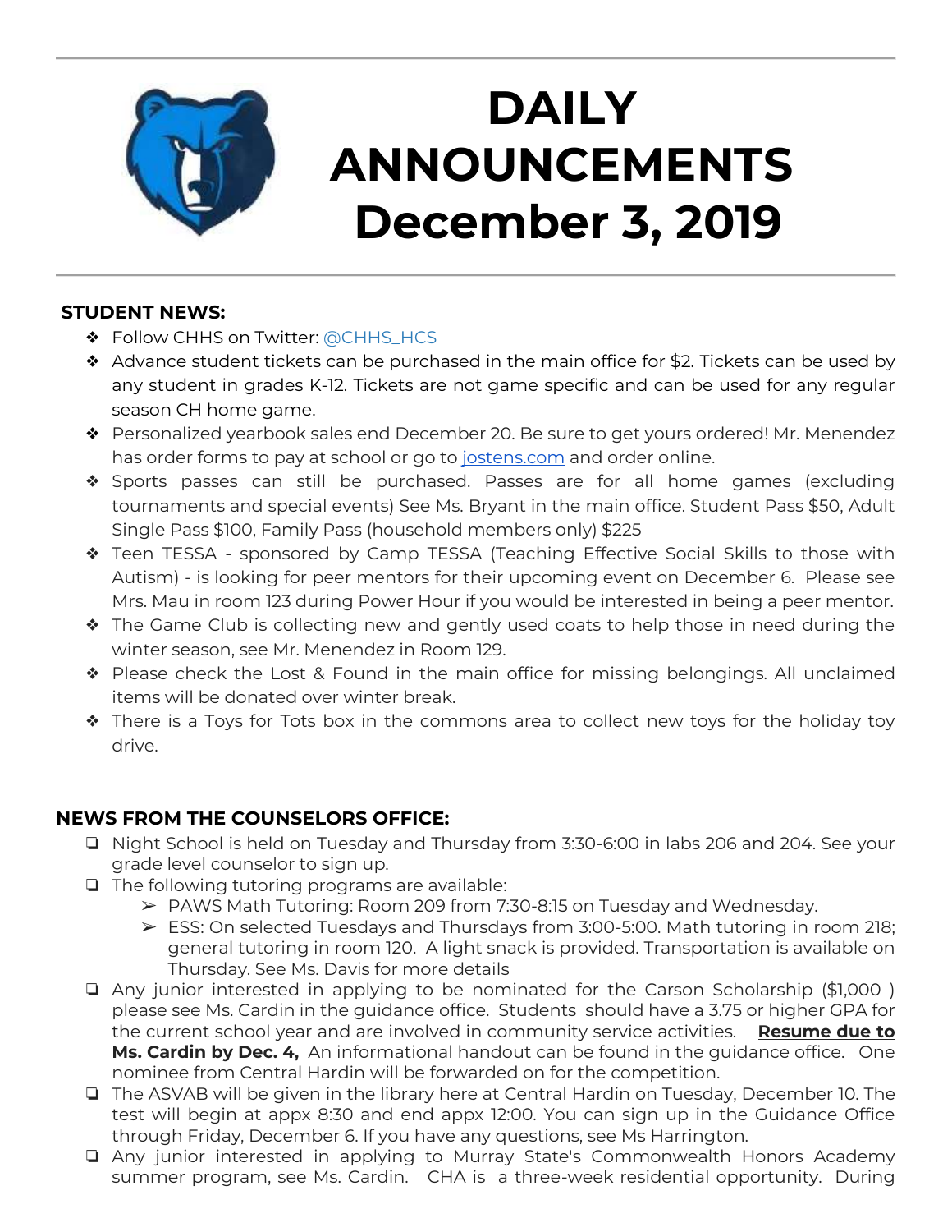# DAILY ANNOUNCEMENTS December 3, 2019

**STUDENT NEWS:**

- Follow CHHS on Twitter: @CHHS_HCS
- Advance student tickets can be purchased in the main office for $2. Tickets can be used by any student in grades K-12. Tickets are not game specific and can be used for any regular season CH home game.
- Personalized yearbook sales end December 20. Be sure to get yours ordered! Mr. Menendez has order forms to pay at school or go to jostens.com and order online.
- Sports passes can still be purchased. Passes are for all home games (excluding tournaments and special events) See Ms. Bryant in the main office. Student Pass $50, Adult Single Pass $100, Family Pass (household members only) $225
- Teen TESSA - sponsored by Camp TESSA (Teaching Effective Social Skills to those with Autism) - is looking for peer mentors for their upcoming event on December 6. Please see Mrs. Mau in room 123 during Power Hour if you would be interested in being a peer mentor.
- The Game Club is collecting new and gently used coats to help those in need during the winter season, see Mr. Menendez in Room 129.
- Please check the Lost & Found in the main office for missing belongings. All unclaimed items will be donated over winter break.
- There is a Toys for Tots box in the commons area to collect new toys for the holiday toy drive.

**NEWS FROM THE COUNSELORS OFFICE:**

- Night School is held on Tuesday and Thursday from 3:30-6:00 in labs 206 and 204. See your grade level counselor to sign up.
- The following tutoring programs are available:
  - PAWS Math Tutoring: Room 209 from 7:30-8:15 on Tuesday and Wednesday.
  - ESS: On selected Tuesdays and Thursdays from 3:00-5:00. Math tutoring in room 218; general tutoring in room 120. A light snack is provided. Transportation is available on Thursday. See Ms. Davis for more details
- Any junior interested in applying to be nominated for the Carson Scholarship ($1,000 ) please see Ms. Cardin in the guidance office. Students should have a 3.75 or higher GPA for the current school year and are involved in community service activities. **Resume due to Ms. Cardin by Dec. 4,** An informational handout can be found in the guidance office. One nominee from Central Hardin will be forwarded on for the competition.
- The ASVAB will be given in the library here at Central Hardin on Tuesday, December 10. The test will begin at appx 8:30 and end appx 12:00. You can sign up in the Guidance Office through Friday, December 6. If you have any questions, see Ms Harrington.
- Any junior interested in applying to Murray State's Commonwealth Honors Academy summer program, see Ms. Cardin. CHA is a three-week residential opportunity. During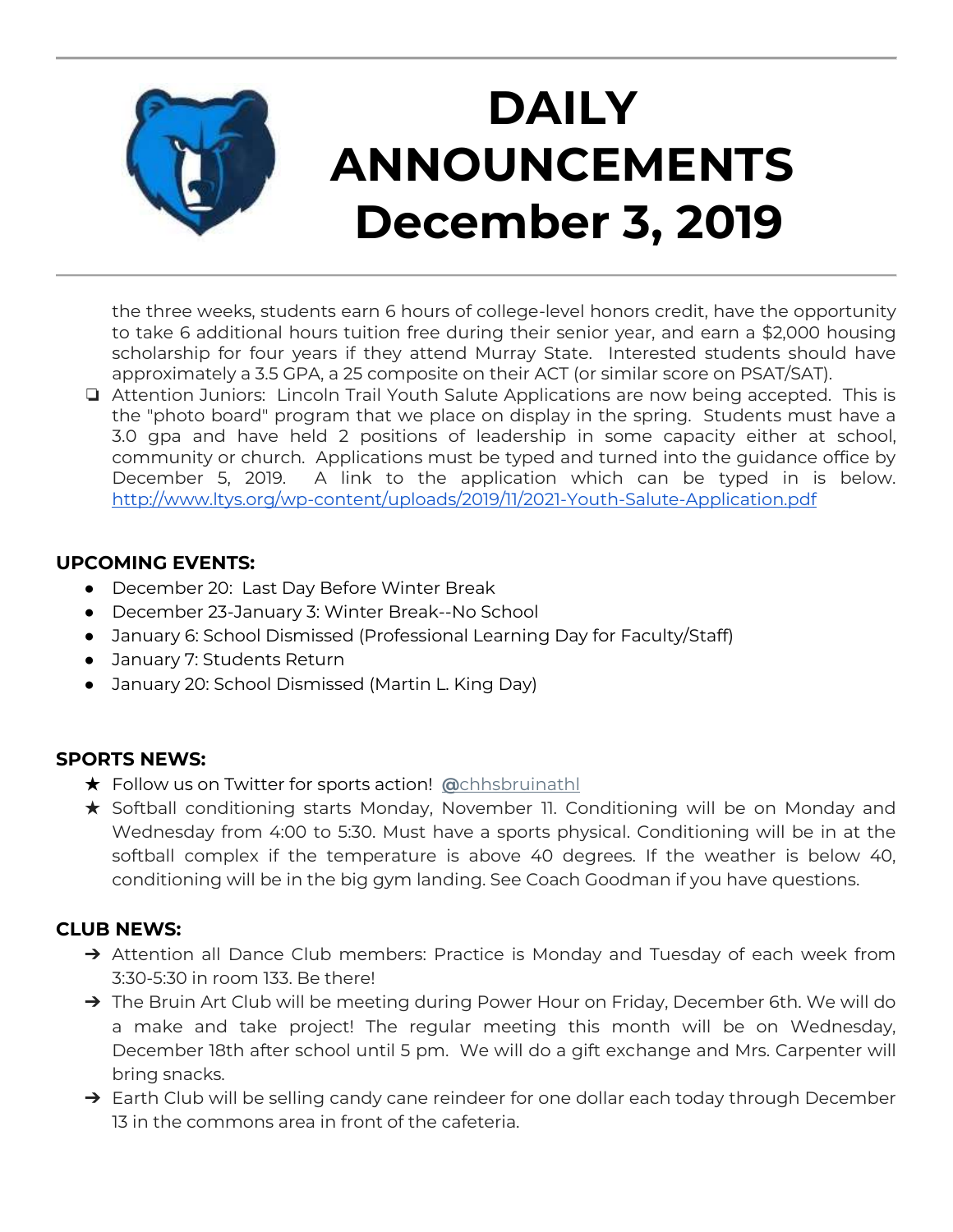# DAILY ANNOUNCEMENTS December 3, 2019

the three weeks, students earn 6 hours of college-level honors credit, have the opportunity to take 6 additional hours tuition free during their senior year, and earn a $2,000 housing scholarship for four years if they attend Murray State. Interested students should have approximately a 3.5 GPA, a 25 composite on their ACT (or similar score on PSAT/SAT).

- Attention Juniors: Lincoln Trail Youth Salute Applications are now being accepted. This is the "photo board" program that we place on display in the spring. Students must have a 3.0 gpa and have held 2 positions of leadership in some capacity either at school, community or church. Applications must be typed and turned into the guidance office by December 5, 2019. A link to the application which can be typed in is below. http://www.ltys.org/wp-content/uploads/2019/11/2021-Youth-Salute-Application.pdf

**UPCOMING EVENTS:**

- December 20: Last Day Before Winter Break
- December 23-January 3: Winter Break--No School
- January 6: School Dismissed (Professional Learning Day for Faculty/Staff)
- January 7: Students Return
- January 20: School Dismissed (Martin L. King Day)

**SPORTS NEWS:**

- Follow us on Twitter for sports action! @chhsbruinathl
- Softball conditioning starts Monday, November 11. Conditioning will be on Monday and Wednesday from 4:00 to 5:30. Must have a sports physical. Conditioning will be in at the softball complex if the temperature is above 40 degrees. If the weather is below 40, conditioning will be in the big gym landing. See Coach Goodman if you have questions.

**CLUB NEWS:**

- Attention all Dance Club members: Practice is Monday and Tuesday of each week from 3:30-5:30 in room 133. Be there!
- The Bruin Art Club will be meeting during Power Hour on Friday, December 6th. We will do a make and take project! The regular meeting this month will be on Wednesday, December 18th after school until 5 pm. We will do a gift exchange and Mrs. Carpenter will bring snacks.
- Earth Club will be selling candy cane reindeer for one dollar each today through December 13 in the commons area in front of the cafeteria.